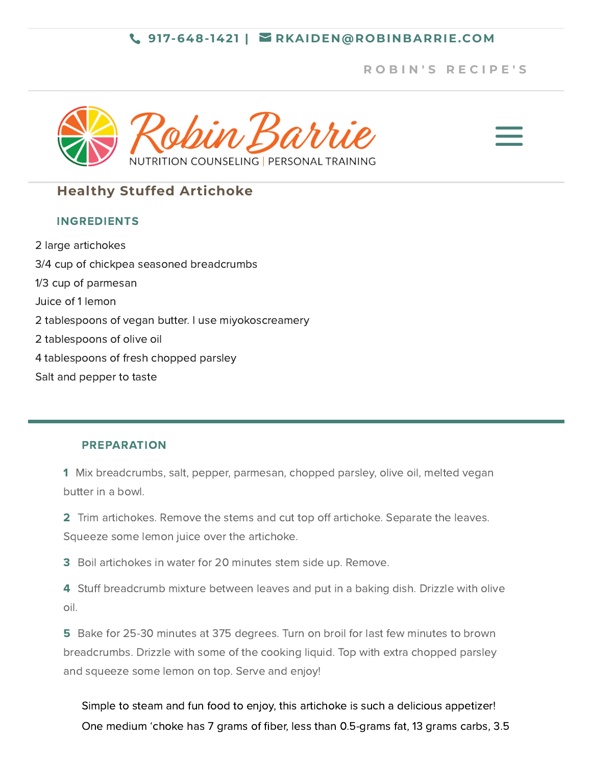917-648-1421 | RKAIDEN@ROBINBARRIE.COM

ROBIN'S RECIPE'S

Robin Barrie

NUTRITION COUNSELING | PERSONAL TRAINING

# Healthy Stuffed Artichoke

## INGREDIENTS

2 large artichokes

3/4 cup of chickpea seasoned breadcrumbs

1/3 cup of parmesan

Juice of 1 lemon

2 tablespoons of vegan butter. I use miyokoscreamery

2 tablespoons of olive oil

4 tablespoons of fresh chopped parsley

Salt and pepper to taste

---

## PREPARATION

**1** Mix breadcrumbs, salt, pepper, parmesan, chopped parsley, olive oil, melted vegan butter in a bowl.

**2** Trim artichokes. Remove the stems and cut top off artichoke. Separate the leaves. Squeeze some lemon juice over the artichoke.

**3** Boil artichokes in water for 20 minutes stem side up. Remove.

**4** Stuff breadcrumb mixture between leaves and put in a baking dish. Drizzle with olive oil.

**5** Bake for 25-30 minutes at 375 degrees. Turn on broil for last few minutes to brown breadcrumbs. Drizzle with some of the cooking liquid. Top with extra chopped parsley and squeeze some lemon on top. Serve and enjoy!

Simple to steam and fun food to enjoy, this artichoke is such a delicious appetizer! One medium 'choke has 7 grams of fiber, less than 0.5-grams fat, 13 grams carbs, 3.5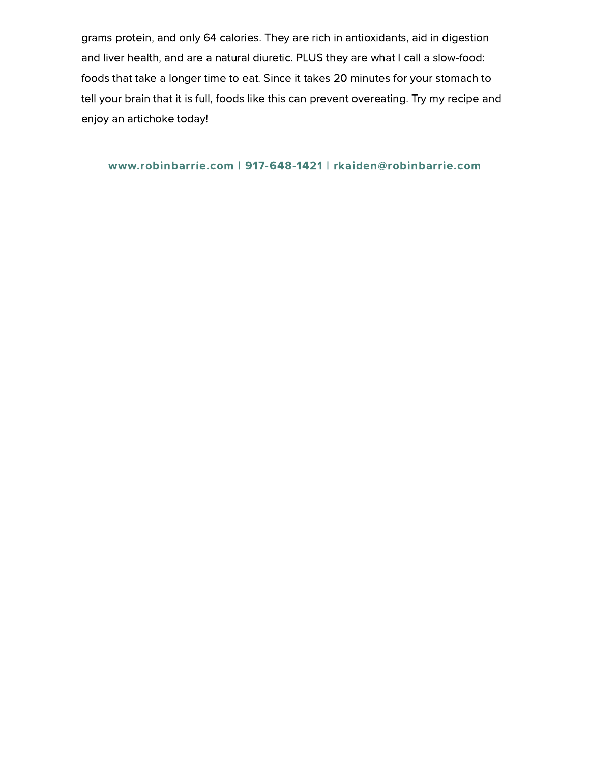grams protein, and only 64 calories. They are rich in antioxidants, aid in digestion and liver health, and are a natural diuretic. PLUS they are what I call a slow-food: foods that take a longer time to eat. Since it takes 20 minutes for your stomach to tell your brain that it is full, foods like this can prevent overeating. Try my recipe and enjoy an artichoke today!

**www.robinbarrie.com | 917-648-1421 | rkaiden@robinbarrie.com**